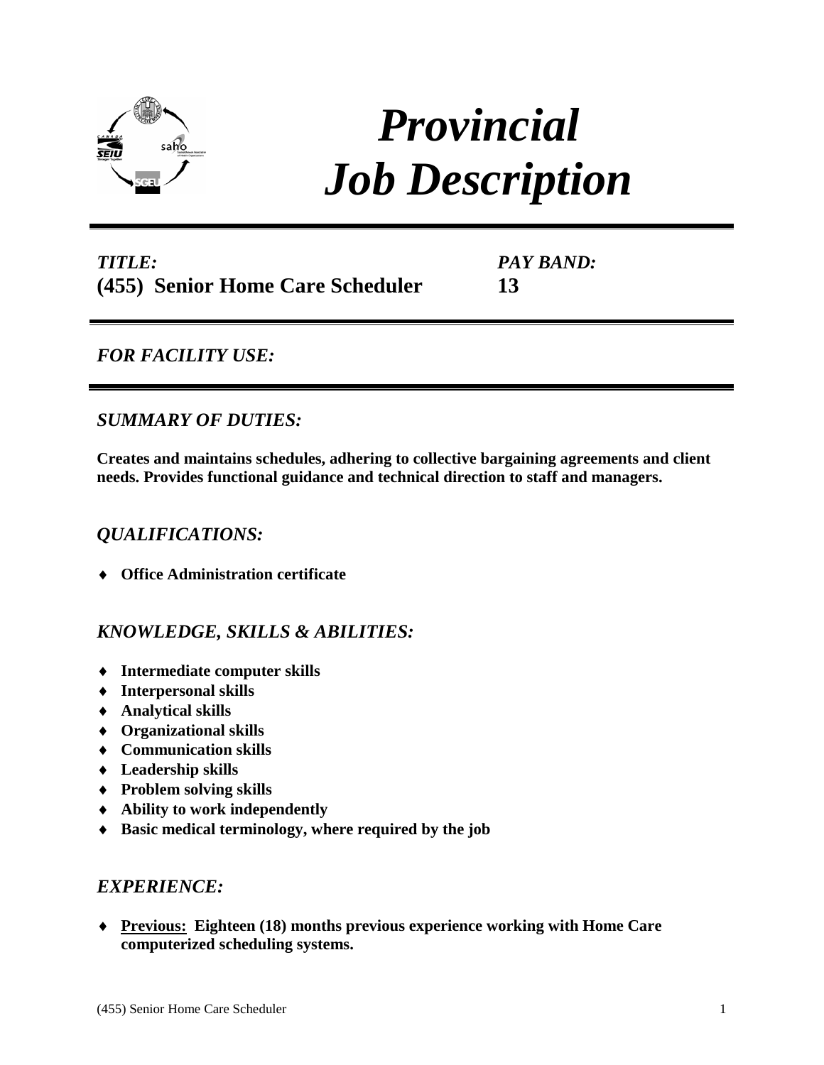# *Provincial Job Description*

*TITLE:* **(455) Senior Home Care Scheduler**

*PAY BAND:* **13**

## *FOR FACILITY USE:*

## *SUMMARY OF DUTIES:*

**Creates and maintains schedules, adhering to collective bargaining agreements and client needs. Provides functional guidance and technical direction to staff and managers.**

## *QUALIFICATIONS:*

- **Office Administration certificate**

## *KNOWLEDGE, SKILLS & ABILITIES:*

- **Intermediate computer skills**
- **Interpersonal skills**
- **Analytical skills**
- **Organizational skills**
- **Communication skills**
- **Leadership skills**
- **Problem solving skills**
- **Ability to work independently**
- **Basic medical terminology, where required by the job**

## *EXPERIENCE:*

- **<u>Previous:</u> Eighteen (18) months previous experience working with Home Care computerized scheduling systems.**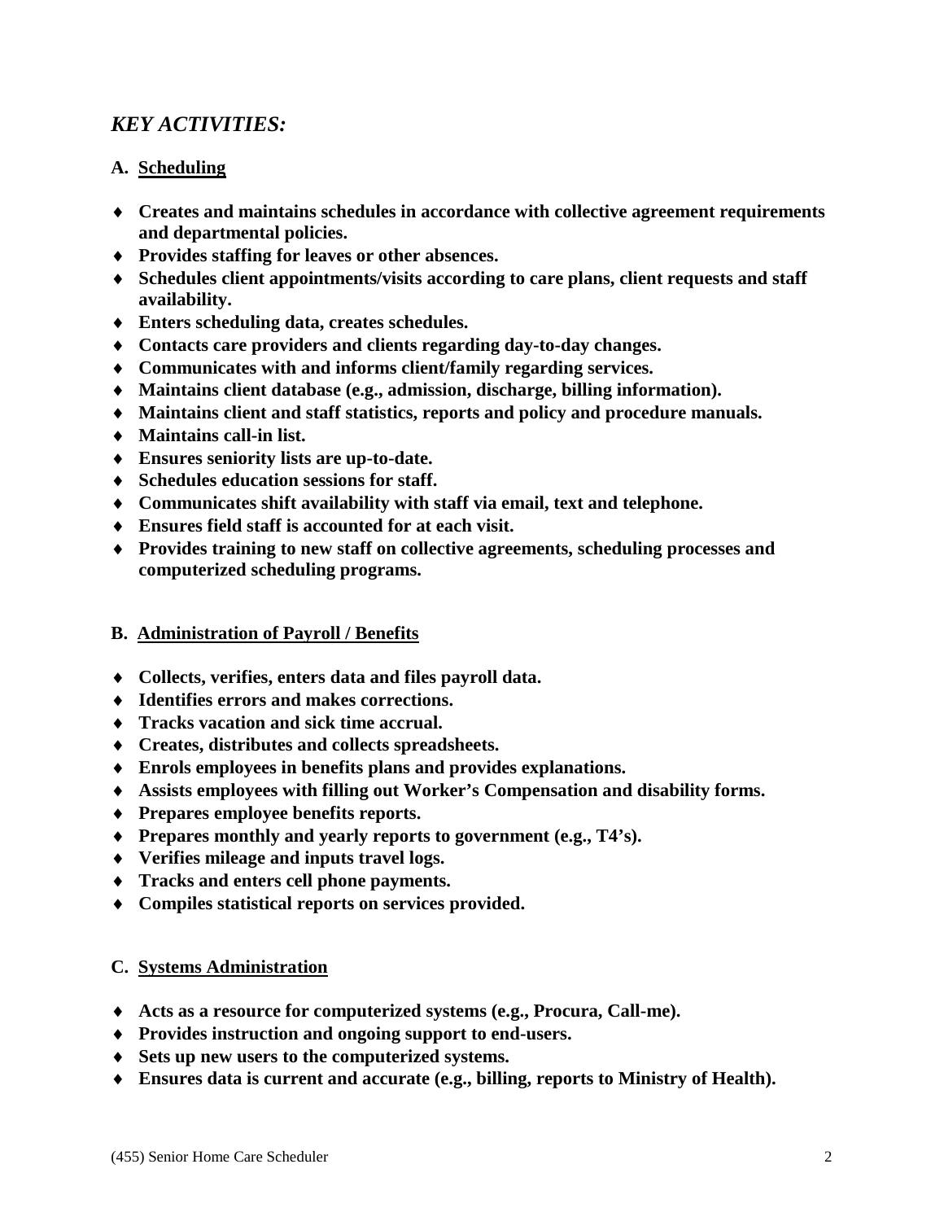## *KEY ACTIVITIES:*

### A. Scheduling

- **Creates and maintains schedules in accordance with collective agreement requirements and departmental policies.**
- **Provides staffing for leaves or other absences.**
- **Schedules client appointments/visits according to care plans, client requests and staff availability.**
- **Enters scheduling data, creates schedules.**
- **Contacts care providers and clients regarding day-to-day changes.**
- **Communicates with and informs client/family regarding services.**
- **Maintains client database (e.g., admission, discharge, billing information).**
- **Maintains client and staff statistics, reports and policy and procedure manuals.**
- **Maintains call-in list.**
- **Ensures seniority lists are up-to-date.**
- **Schedules education sessions for staff.**
- **Communicates shift availability with staff via email, text and telephone.**
- **Ensures field staff is accounted for at each visit.**
- **Provides training to new staff on collective agreements, scheduling processes and computerized scheduling programs.**

### B. Administration of Payroll / Benefits

- **Collects, verifies, enters data and files payroll data.**
- **Identifies errors and makes corrections.**
- **Tracks vacation and sick time accrual.**
- **Creates, distributes and collects spreadsheets.**
- **Enrols employees in benefits plans and provides explanations.**
- **Assists employees with filling out Worker's Compensation and disability forms.**
- **Prepares employee benefits reports.**
- **Prepares monthly and yearly reports to government (e.g., T4's).**
- **Verifies mileage and inputs travel logs.**
- **Tracks and enters cell phone payments.**
- **Compiles statistical reports on services provided.**

### C. Systems Administration

- **Acts as a resource for computerized systems (e.g., Procura, Call-me).**
- **Provides instruction and ongoing support to end-users.**
- **Sets up new users to the computerized systems.**
- **Ensures data is current and accurate (e.g., billing, reports to Ministry of Health).**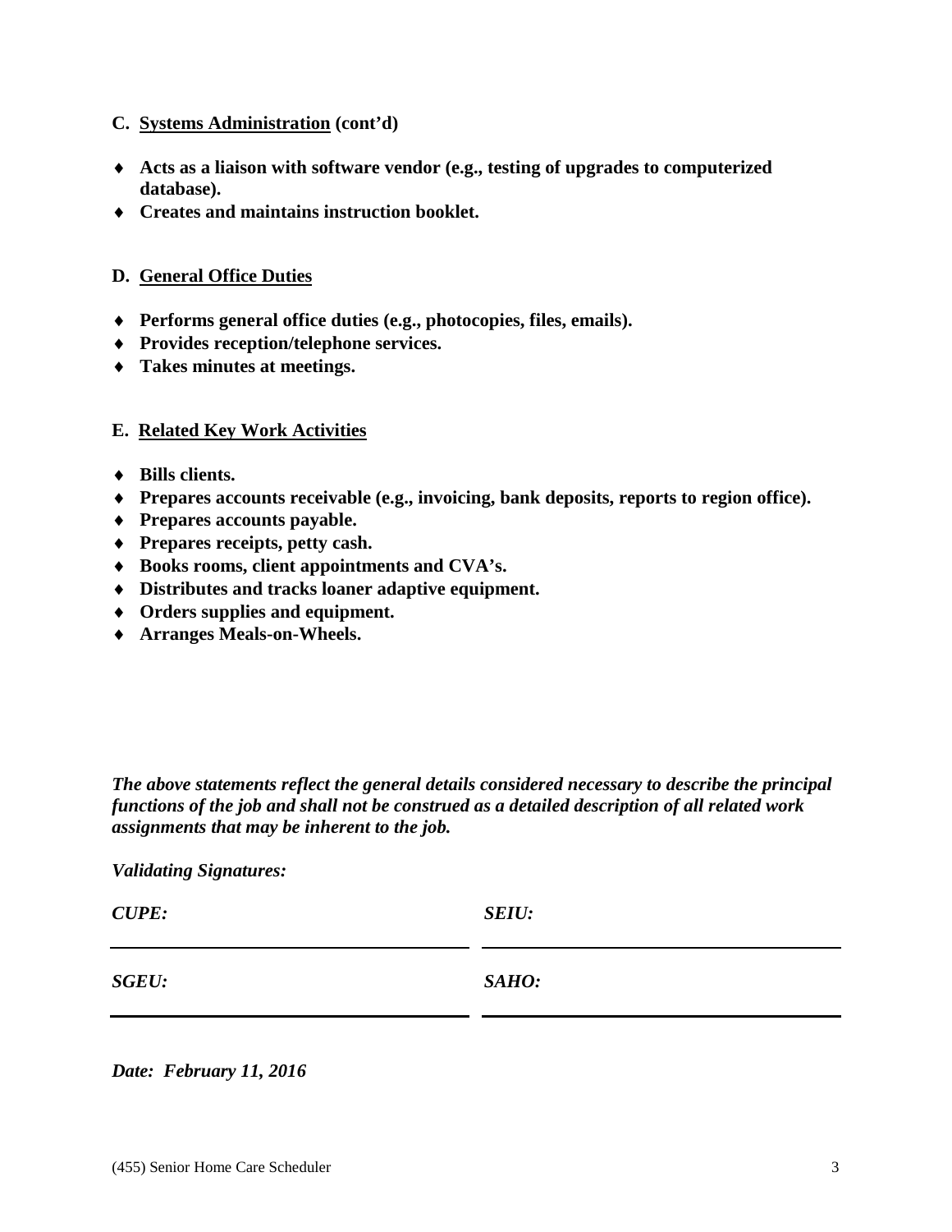**C. <u>Systems Administration</u> (cont'd)**

- **Acts as a liaison with software vendor (e.g., testing of upgrades to computerized database).**
- **Creates and maintains instruction booklet.**

**D. <u>General Office Duties</u>**

- **Performs general office duties (e.g., photocopies, files, emails).**
- **Provides reception/telephone services.**
- **Takes minutes at meetings.**

**E. <u>Related Key Work Activities</u>**

- **Bills clients.**
- **Prepares accounts receivable (e.g., invoicing, bank deposits, reports to region office).**
- **Prepares accounts payable.**
- **Prepares receipts, petty cash.**
- **Books rooms, client appointments and CVA's.**
- **Distributes and tracks loaner adaptive equipment.**
- **Orders supplies and equipment.**
- **Arranges Meals-on-Wheels.**

***The above statements reflect the general details considered necessary to describe the principal functions of the job and shall not be construed as a detailed description of all related work assignments that may be inherent to the job.***

***Validating Signatures:***

***CUPE:*** ______________________ ***SEIU:*** ______________________

***SGEU:*** ______________________ ***SAHO:*** ______________________

***Date: February 11, 2016***